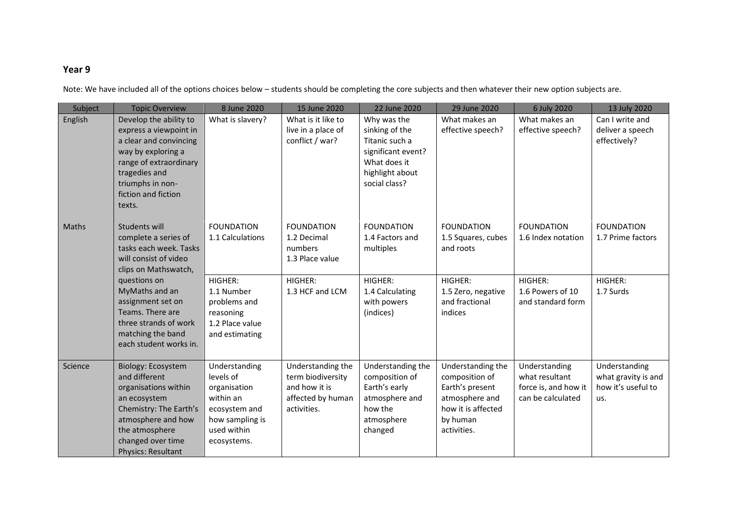## Year 9

Note: We have included all of the options choices below – students should be completing the core subjects and then whatever their new option subjects are.

| Subject | Topic Overview | 8 June 2020 | 15 June 2020 | 22 June 2020 | 29 June 2020 | 6 July 2020 | 13 July 2020 |
|---|---|---|---|---|---|---|---|
| English | Develop the ability to express a viewpoint in a clear and convincing way by exploring a range of extraordinary tragedies and triumphs in non-fiction and fiction texts. | What is slavery? | What is it like to live in a place of conflict / war? | Why was the sinking of the Titanic such a significant event? What does it highlight about social class? | What makes an effective speech? | What makes an effective speech? | Can I write and deliver a speech effectively? |
| Maths | Students will complete a series of tasks each week. Tasks will consist of video clips on Mathswatch, questions on MyMaths and an assignment set on Teams. There are three strands of work matching the band each student works in. | FOUNDATION 1.1 Calculations | FOUNDATION 1.2 Decimal numbers 1.3 Place value | FOUNDATION 1.4 Factors and multiples | FOUNDATION 1.5 Squares, cubes and roots | FOUNDATION 1.6 Index notation | FOUNDATION 1.7 Prime factors |
| | | HIGHER: 1.1 Number problems and reasoning 1.2 Place value and estimating | HIGHER: 1.3 HCF and LCM | HIGHER: 1.4 Calculating with powers (indices) | HIGHER: 1.5 Zero, negative and fractional indices | HIGHER: 1.6 Powers of 10 and standard form | HIGHER: 1.7 Surds |
| Science | Biology: Ecosystem and different organisations within an ecosystem Chemistry: The Earth's atmosphere and how the atmosphere changed over time Physics: Resultant | Understanding levels of organisation within an ecosystem and how sampling is used within ecosystems. | Understanding the term biodiversity and how it is affected by human activities. | Understanding the composition of Earth's early atmosphere and how the atmosphere changed | Understanding the composition of Earth's present atmosphere and how it is affected by human activities. | Understanding what resultant force is, and how it can be calculated | Understanding what gravity is and how it's useful to us. |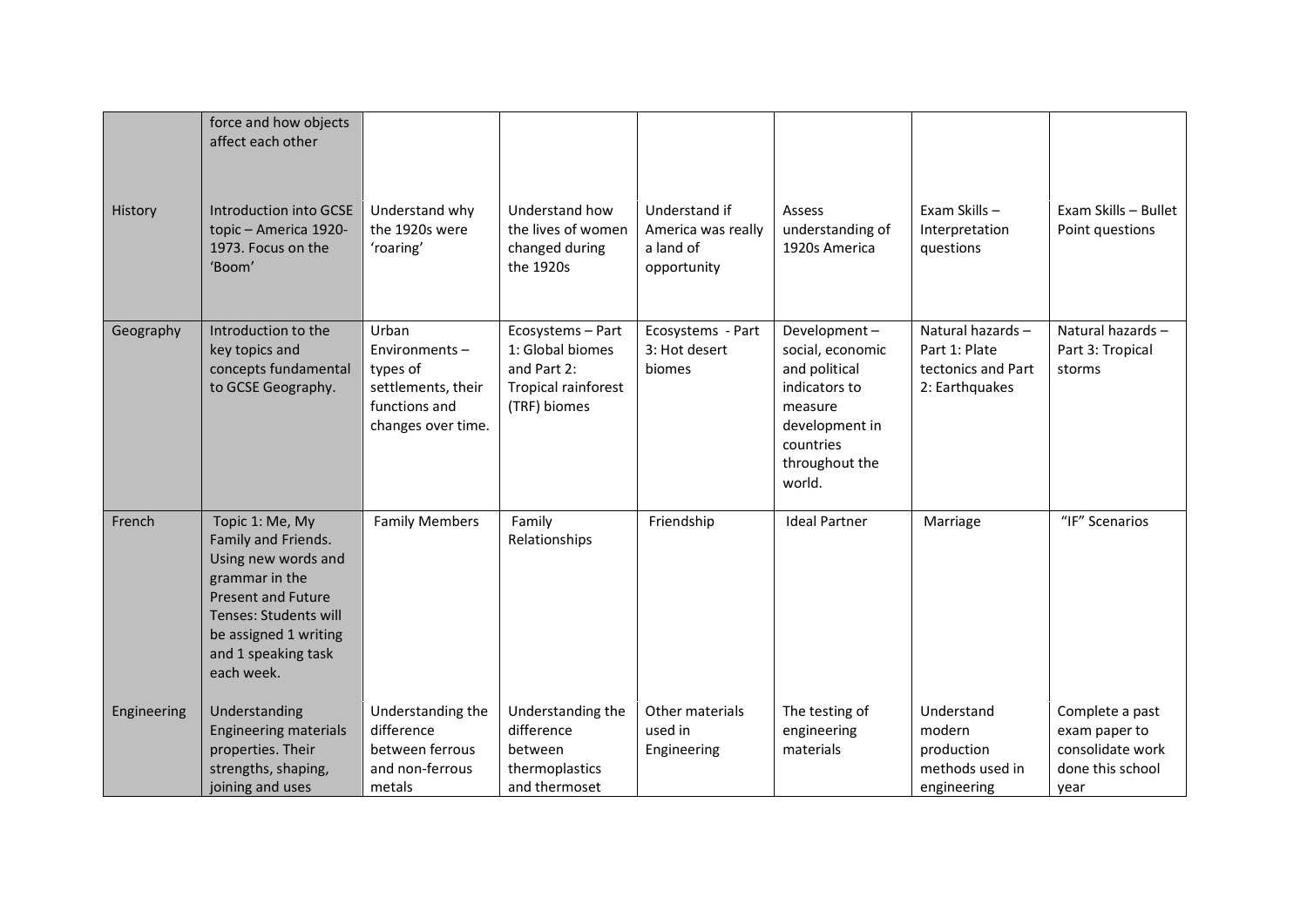|  |  |  |  |  |  |  |  |
|---|---|---|---|---|---|---|---|
|  | force and how objects affect each other |  |  |  |  |  |  |
| History | Introduction into GCSE topic – America 1920-1973. Focus on the 'Boom' | Understand why the 1920s were 'roaring' | Understand how the lives of women changed during the 1920s | Understand if America was really a land of opportunity | Assess understanding of 1920s America | Exam Skills – Interpretation questions | Exam Skills – Bullet Point questions |
| Geography | Introduction to the key topics and concepts fundamental to GCSE Geography. | Urban Environments – types of settlements, their functions and changes over time. | Ecosystems – Part 1: Global biomes and Part 2: Tropical rainforest (TRF) biomes | Ecosystems - Part 3: Hot desert biomes | Development – social, economic and political indicators to measure development in countries throughout the world. | Natural hazards – Part 1: Plate tectonics and Part 2: Earthquakes | Natural hazards – Part 3: Tropical storms |
| French | Topic 1: Me, My Family and Friends. Using new words and grammar in the Present and Future Tenses: Students will be assigned 1 writing and 1 speaking task each week. | Family Members | Family Relationships | Friendship | Ideal Partner | Marriage | "IF" Scenarios |
| Engineering | Understanding Engineering materials properties. Their strengths, shaping, joining and uses | Understanding the difference between ferrous and non-ferrous metals | Understanding the difference between thermoplastics and thermoset | Other materials used in Engineering | The testing of engineering materials | Understand modern production methods used in engineering | Complete a past exam paper to consolidate work done this school year |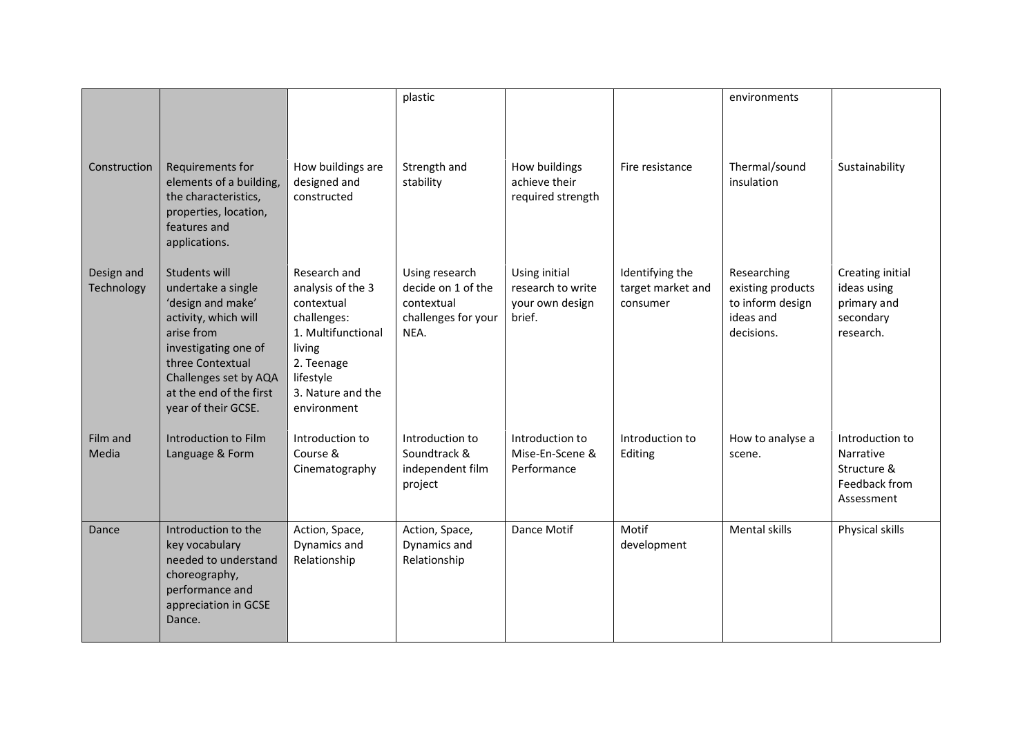| | | | | | | | |
|---|---|---|---|---|---|---|---|
| | | | plastic | | | environments | |
| Construction | Requirements for elements of a building, the characteristics, properties, location, features and applications. | How buildings are designed and constructed | Strength and stability | How buildings achieve their required strength | Fire resistance | Thermal/sound insulation | Sustainability |
| Design and Technology | Students will undertake a single 'design and make' activity, which will arise from investigating one of three Contextual Challenges set by AQA at the end of the first year of their GCSE. | Research and analysis of the 3 contextual challenges: 1. Multifunctional living 2. Teenage lifestyle 3. Nature and the environment | Using research decide on 1 of the contextual challenges for your NEA. | Using initial research to write your own design brief. | Identifying the target market and consumer | Researching existing products to inform design ideas and decisions. | Creating initial ideas using primary and secondary research. |
| Film and Media | Introduction to Film Language & Form | Introduction to Course & Cinematography | Introduction to Soundtrack & independent film project | Introduction to Mise-En-Scene & Performance | Introduction to Editing | How to analyse a scene. | Introduction to Narrative Structure & Feedback from Assessment |
| Dance | Introduction to the key vocabulary needed to understand choreography, performance and appreciation in GCSE Dance. | Action, Space, Dynamics and Relationship | Action, Space, Dynamics and Relationship | Dance Motif | Motif development | Mental skills | Physical skills |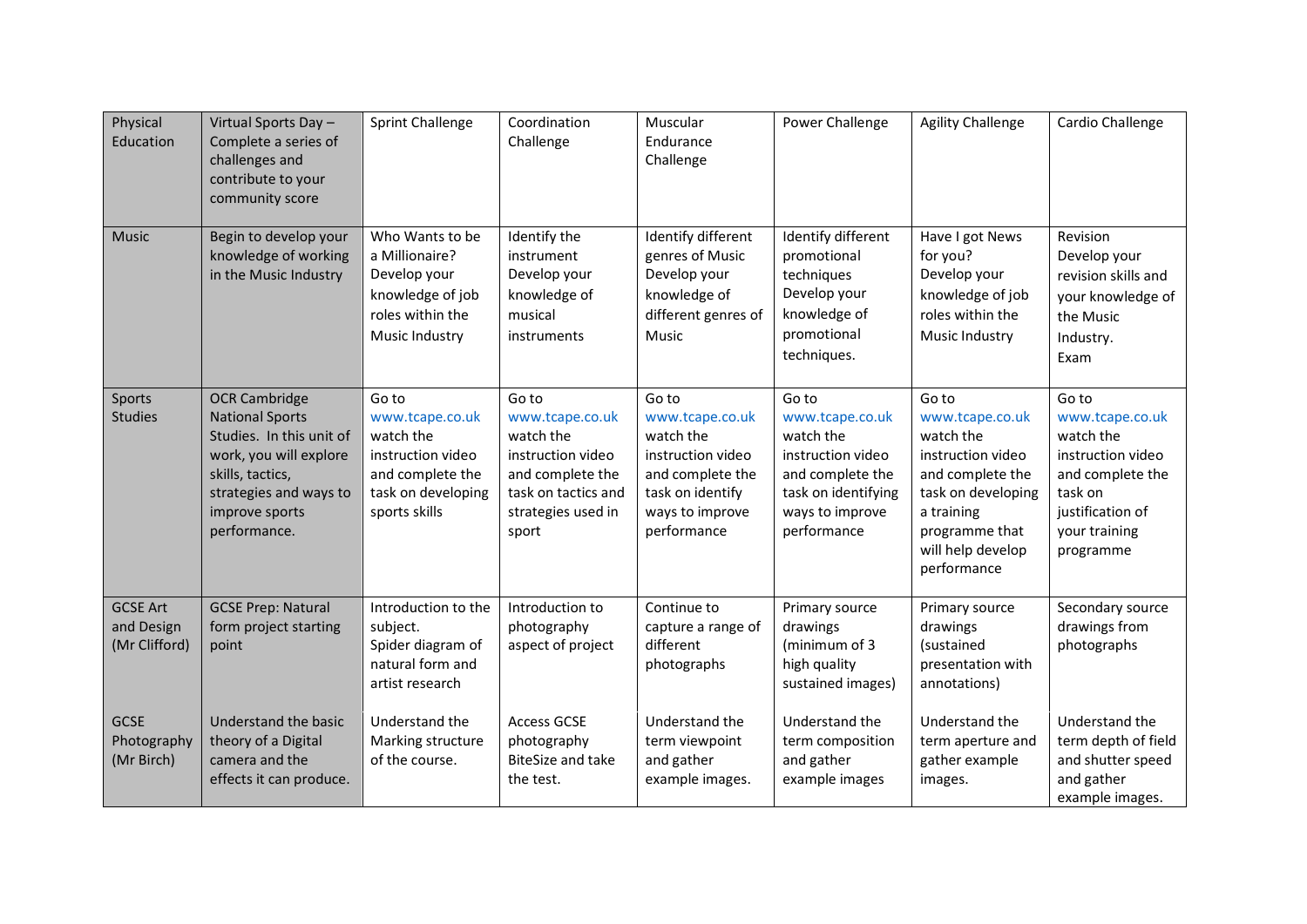| Physical Education | Virtual Sports Day – Complete a series of challenges and contribute to your community score | Sprint Challenge | Coordination Challenge | Muscular Endurance Challenge | Power Challenge | Agility Challenge | Cardio Challenge |
|---|---|---|---|---|---|---|---|
| Music | Begin to develop your knowledge of working in the Music Industry | Who Wants to be a Millionaire? Develop your knowledge of job roles within the Music Industry | Identify the instrument Develop your knowledge of musical instruments | Identify different genres of Music Develop your knowledge of different genres of Music | Identify different promotional techniques Develop your knowledge of promotional techniques. | Have I got News for you? Develop your knowledge of job roles within the Music Industry | Revision Develop your revision skills and your knowledge of the Music Industry. Exam |
| Sports Studies | OCR Cambridge National Sports Studies. In this unit of work, you will explore skills, tactics, strategies and ways to improve sports performance. | Go to www.tcape.co.uk watch the instruction video and complete the task on developing sports skills | Go to www.tcape.co.uk watch the instruction video and complete the task on tactics and strategies used in sport | Go to www.tcape.co.uk watch the instruction video and complete the task on identify ways to improve performance | Go to www.tcape.co.uk watch the instruction video and complete the task on identifying ways to improve performance | Go to www.tcape.co.uk watch the instruction video and complete the task on developing a training programme that will help develop performance | Go to www.tcape.co.uk watch the instruction video and complete the task on justification of your training programme |
| GCSE Art and Design (Mr Clifford) | GCSE Prep: Natural form project starting point | Introduction to the subject. Spider diagram of natural form and artist research | Introduction to photography aspect of project | Continue to capture a range of different photographs | Primary source drawings (minimum of 3 high quality sustained images) | Primary source drawings (sustained presentation with annotations) | Secondary source drawings from photographs |
| GCSE Photography (Mr Birch) | Understand the basic theory of a Digital camera and the effects it can produce. | Understand the Marking structure of the course. | Access GCSE photography BiteSize and take the test. | Understand the term viewpoint and gather example images. | Understand the term composition and gather example images | Understand the term aperture and gather example images. | Understand the term depth of field and shutter speed and gather example images. |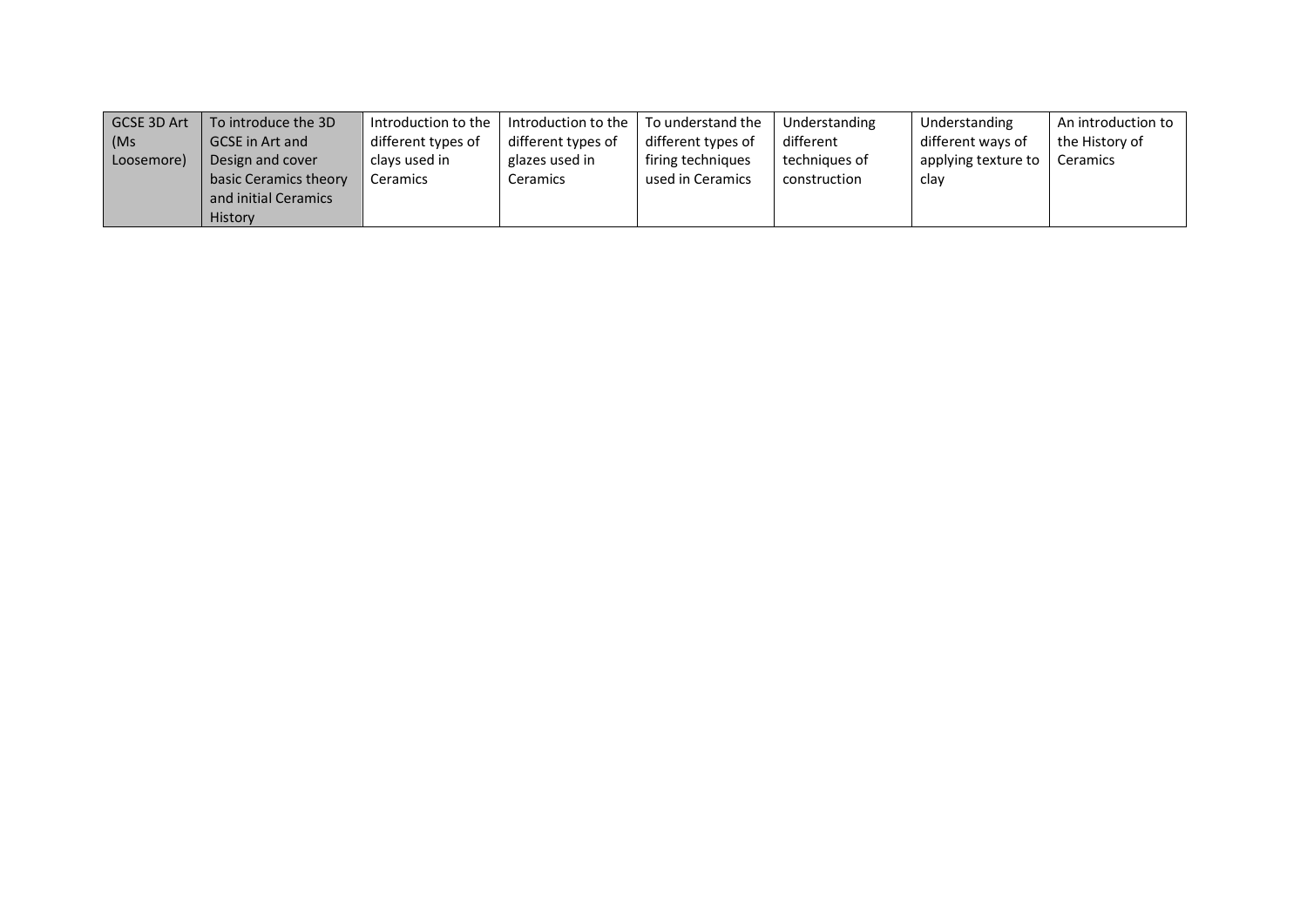| | | | | | | | |
|---|---|---|---|---|---|---|---|
| GCSE 3D Art (Ms Loosemore) | To introduce the 3D GCSE in Art and Design and cover basic Ceramics theory and initial Ceramics History | Introduction to the different types of clays used in Ceramics | Introduction to the different types of glazes used in Ceramics | To understand the different types of firing techniques used in Ceramics | Understanding different techniques of construction | Understanding different ways of applying texture to clay | An introduction to the History of Ceramics |